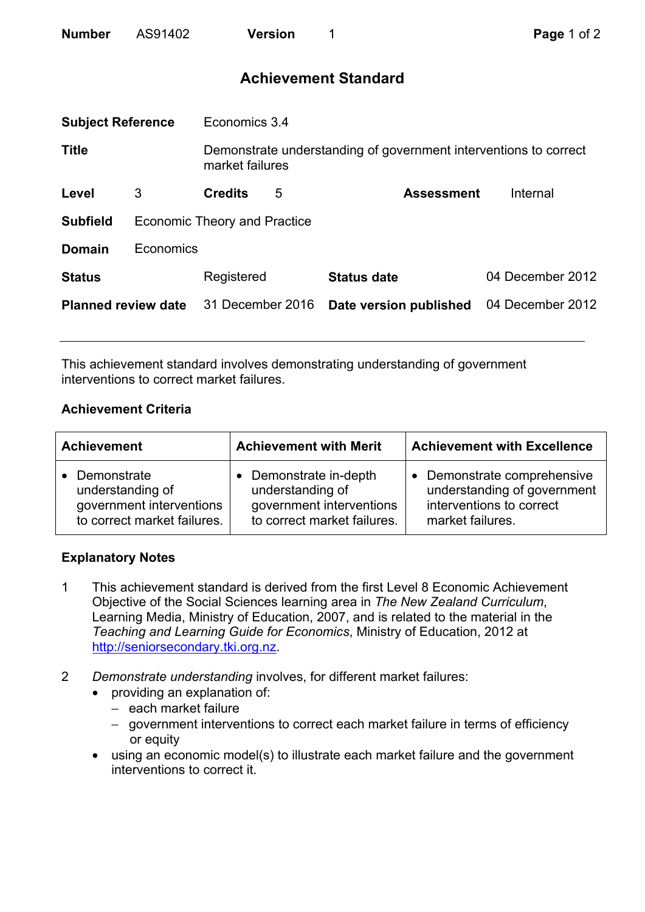**Number** AS91402 **Version** 1

# Achievement Standard

| | |
|---|---|
| **Subject Reference** | Economics 3.4 |
| **Title** | Demonstrate understanding of government interventions to correct market failures |
| **Level** | 3 |
| **Credits** | 5 |
| **Assessment** | Internal |
| **Subfield** | Economic Theory and Practice |
| **Domain** | Economics |
| **Status** | Registered |
| **Status date** | 04 December 2012 |
| **Planned review date** | 31 December 2016 |
| **Date version published** | 04 December 2012 |

---

This achievement standard involves demonstrating understanding of government interventions to correct market failures.

## Achievement Criteria

| Achievement | Achievement with Merit | Achievement with Excellence |
|---|---|---|
| • Demonstrate understanding of government interventions to correct market failures. | • Demonstrate in-depth understanding of government interventions to correct market failures. | • Demonstrate comprehensive understanding of government interventions to correct market failures. |

## Explanatory Notes

1. This achievement standard is derived from the first Level 8 Economic Achievement Objective of the Social Sciences learning area in *The New Zealand Curriculum*, Learning Media, Ministry of Education, 2007, and is related to the material in the *Teaching and Learning Guide for Economics*, Ministry of Education, 2012 at http://seniorsecondary.tki.org.nz.

2. *Demonstrate understanding* involves, for different market failures:
   - providing an explanation of:
     - each market failure
     - government interventions to correct each market failure in terms of efficiency or equity
   - using an economic model(s) to illustrate each market failure and the government interventions to correct it.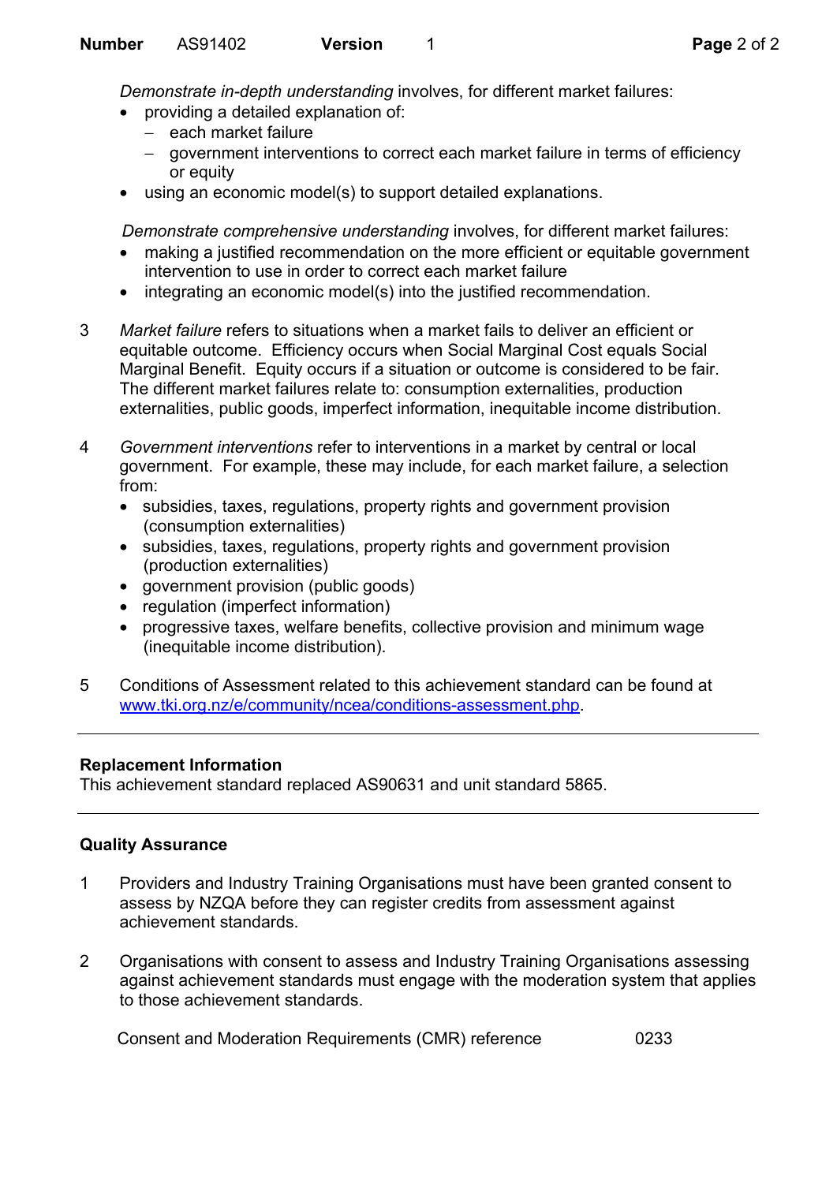*Demonstrate in-depth understanding* involves, for different market failures:

- providing a detailed explanation of:
  - each market failure
  - government interventions to correct each market failure in terms of efficiency or equity
- using an economic model(s) to support detailed explanations.

*Demonstrate comprehensive understanding* involves, for different market failures:

- making a justified recommendation on the more efficient or equitable government intervention to use in order to correct each market failure
- integrating an economic model(s) into the justified recommendation.

3 *Market failure* refers to situations when a market fails to deliver an efficient or equitable outcome. Efficiency occurs when Social Marginal Cost equals Social Marginal Benefit. Equity occurs if a situation or outcome is considered to be fair. The different market failures relate to: consumption externalities, production externalities, public goods, imperfect information, inequitable income distribution.

4 *Government interventions* refer to interventions in a market by central or local government. For example, these may include, for each market failure, a selection from:

- subsidies, taxes, regulations, property rights and government provision (consumption externalities)
- subsidies, taxes, regulations, property rights and government provision (production externalities)
- government provision (public goods)
- regulation (imperfect information)
- progressive taxes, welfare benefits, collective provision and minimum wage (inequitable income distribution).

5 Conditions of Assessment related to this achievement standard can be found at www.tki.org.nz/e/community/ncea/conditions-assessment.php.

---

## Replacement Information

This achievement standard replaced AS90631 and unit standard 5865.

---

## Quality Assurance

1 Providers and Industry Training Organisations must have been granted consent to assess by NZQA before they can register credits from assessment against achievement standards.

2 Organisations with consent to assess and Industry Training Organisations assessing against achievement standards must engage with the moderation system that applies to those achievement standards.

Consent and Moderation Requirements (CMR) reference 0233